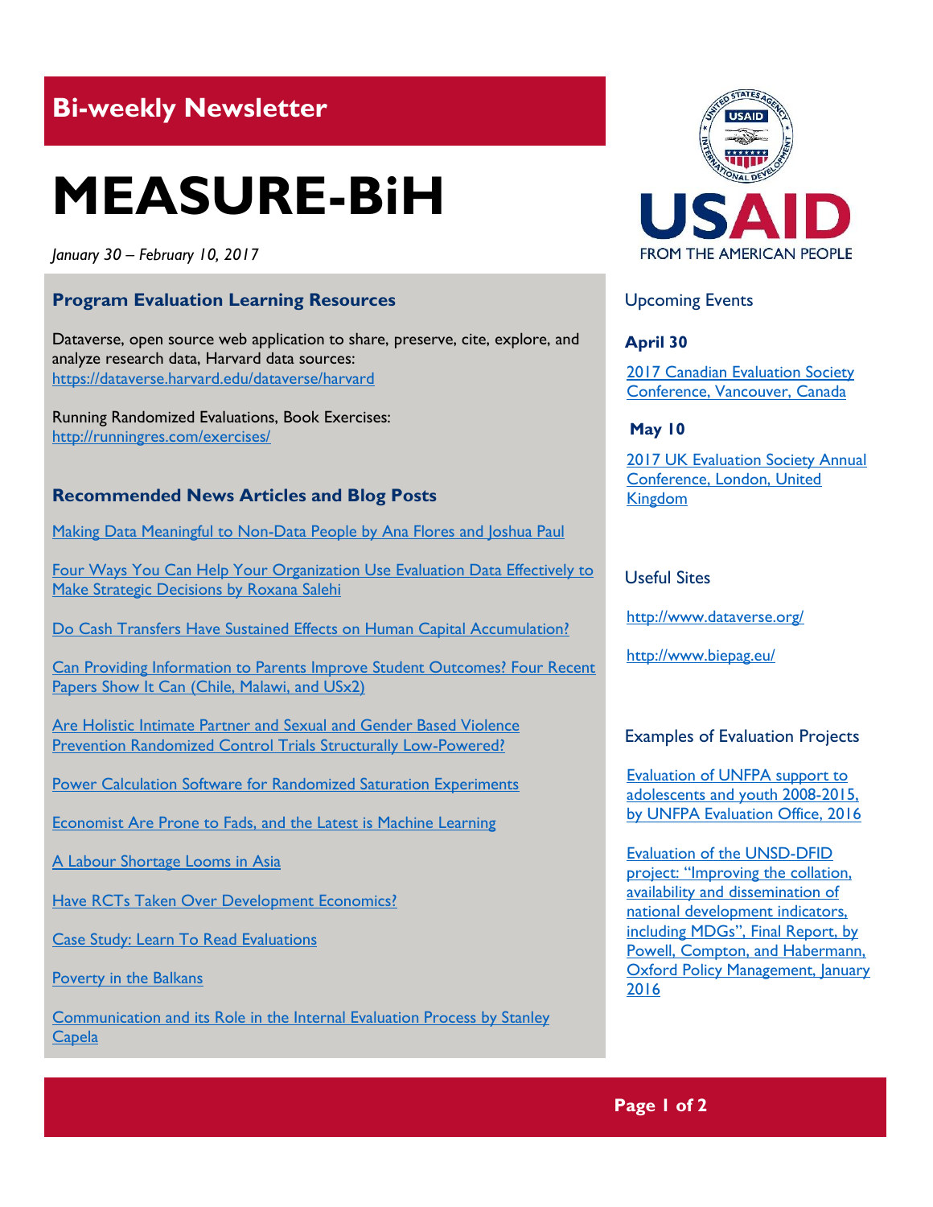## Bi-weekly Newsletter

# MEASURE-BiH

*January 30 – February 10, 2017*

### Program Evaluation Learning Resources

Dataverse, open source web application to share, preserve, cite, explore, and analyze research data, Harvard data sources: https://dataverse.harvard.edu/dataverse/harvard

Running Randomized Evaluations, Book Exercises: http://runningres.com/exercises/

### Recommended News Articles and Blog Posts

Making Data Meaningful to Non-Data People by Ana Flores and Joshua Paul

Four Ways You Can Help Your Organization Use Evaluation Data Effectively to Make Strategic Decisions by Roxana Salehi

Do Cash Transfers Have Sustained Effects on Human Capital Accumulation?

Can Providing Information to Parents Improve Student Outcomes? Four Recent Papers Show It Can (Chile, Malawi, and USx2)

Are Holistic Intimate Partner and Sexual and Gender Based Violence Prevention Randomized Control Trials Structurally Low-Powered?

Power Calculation Software for Randomized Saturation Experiments

Economist Are Prone to Fads, and the Latest is Machine Learning

A Labour Shortage Looms in Asia

Have RCTs Taken Over Development Economics?

Case Study: Learn To Read Evaluations

Poverty in the Balkans

Communication and its Role in the Internal Evaluation Process by Stanley Capela

USAID
FROM THE AMERICAN PEOPLE

### Upcoming Events

**April 30**

2017 Canadian Evaluation Society Conference, Vancouver, Canada

**May 10**

2017 UK Evaluation Society Annual Conference, London, United Kingdom

### Useful Sites

http://www.dataverse.org/

http://www.biepag.eu/

### Examples of Evaluation Projects

Evaluation of UNFPA support to adolescents and youth 2008-2015, by UNFPA Evaluation Office, 2016

Evaluation of the UNSD-DFID project: "Improving the collation, availability and dissemination of national development indicators, including MDGs", Final Report, by Powell, Compton, and Habermann, Oxford Policy Management, January 2016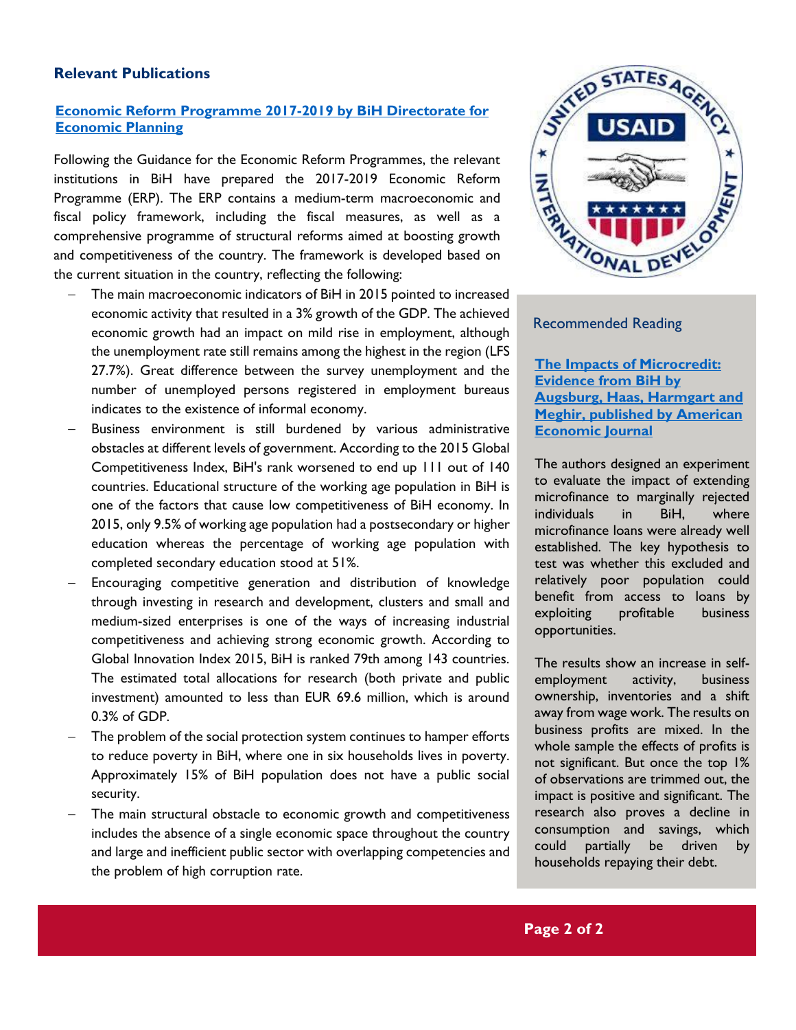## Relevant Publications

**Economic Reform Programme 2017-2019 by BiH Directorate for Economic Planning**

Following the Guidance for the Economic Reform Programmes, the relevant institutions in BiH have prepared the 2017-2019 Economic Reform Programme (ERP). The ERP contains a medium-term macroeconomic and fiscal policy framework, including the fiscal measures, as well as a comprehensive programme of structural reforms aimed at boosting growth and competitiveness of the country. The framework is developed based on the current situation in the country, reflecting the following:

- The main macroeconomic indicators of BiH in 2015 pointed to increased economic activity that resulted in a 3% growth of the GDP. The achieved economic growth had an impact on mild rise in employment, although the unemployment rate still remains among the highest in the region (LFS 27.7%). Great difference between the survey unemployment and the number of unemployed persons registered in employment bureaus indicates to the existence of informal economy.
- Business environment is still burdened by various administrative obstacles at different levels of government. According to the 2015 Global Competitiveness Index, BiH's rank worsened to end up 111 out of 140 countries. Educational structure of the working age population in BiH is one of the factors that cause low competitiveness of BiH economy. In 2015, only 9.5% of working age population had a postsecondary or higher education whereas the percentage of working age population with completed secondary education stood at 51%.
- Encouraging competitive generation and distribution of knowledge through investing in research and development, clusters and small and medium-sized enterprises is one of the ways of increasing industrial competitiveness and achieving strong economic growth. According to Global Innovation Index 2015, BiH is ranked 79th among 143 countries. The estimated total allocations for research (both private and public investment) amounted to less than EUR 69.6 million, which is around 0.3% of GDP.
- The problem of the social protection system continues to hamper efforts to reduce poverty in BiH, where one in six households lives in poverty. Approximately 15% of BiH population does not have a public social security.
- The main structural obstacle to economic growth and competitiveness includes the absence of a single economic space throughout the country and large and inefficient public sector with overlapping competencies and the problem of high corruption rate.

## Recommended Reading

**The Impacts of Microcredit: Evidence from BiH by Augsburg, Haas, Harmgart and Meghir, published by American Economic Journal**

The authors designed an experiment to evaluate the impact of extending microfinance to marginally rejected individuals in BiH, where microfinance loans were already well established. The key hypothesis to test was whether this excluded and relatively poor population could benefit from access to loans by exploiting profitable business opportunities.

The results show an increase in self-employment activity, business ownership, inventories and a shift away from wage work. The results on business profits are mixed. In the whole sample the effects of profits is not significant. But once the top 1% of observations are trimmed out, the impact is positive and significant. The research also proves a decline in consumption and savings, which could partially be driven by households repaying their debt.